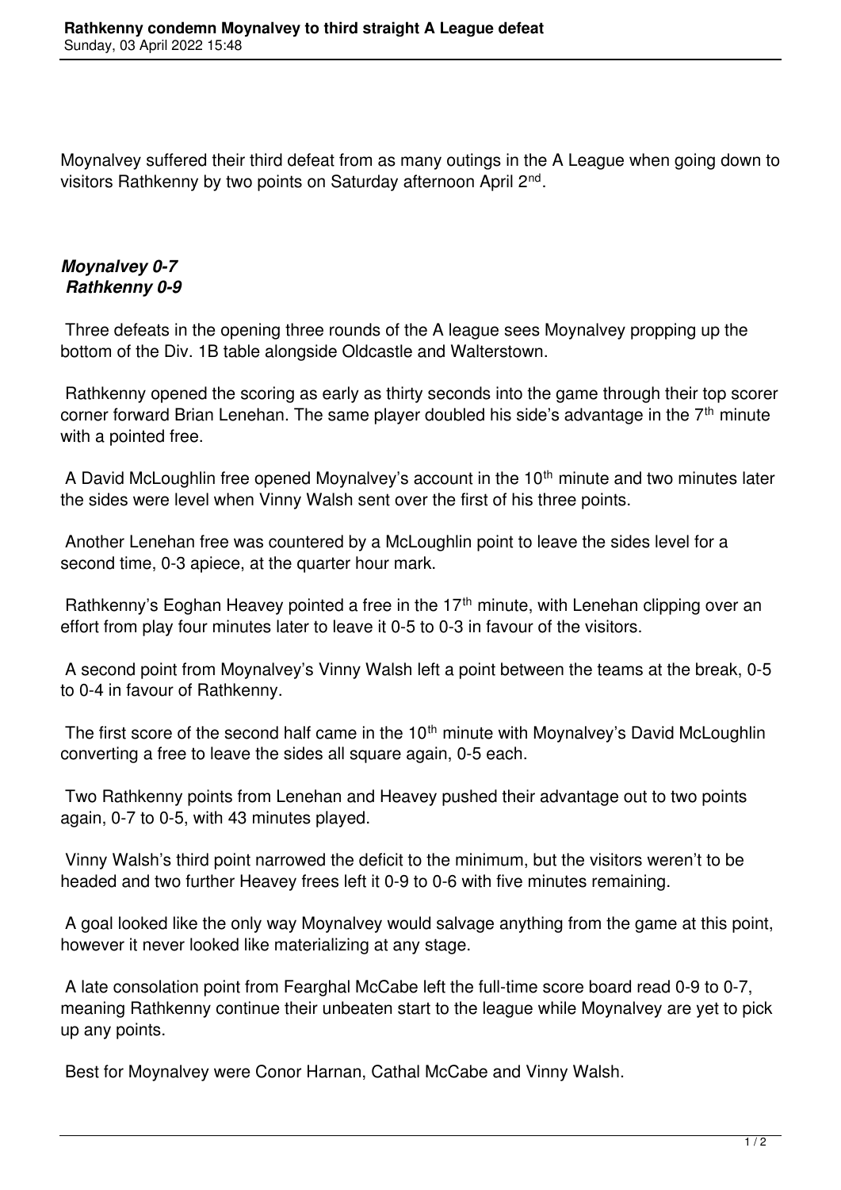# Rathkenny condemn Moynalvey to third straight A League defeat

Sunday, 03 April 2022 15:48

Moynalvey suffered their third defeat from as many outings in the A League when going down to visitors Rathkenny by two points on Saturday afternoon April 2nd.

***Moynalvey 0-7***
***Rathkenny 0-9***

Three defeats in the opening three rounds of the A league sees Moynalvey propping up the bottom of the Div. 1B table alongside Oldcastle and Walterstown.

Rathkenny opened the scoring as early as thirty seconds into the game through their top scorer corner forward Brian Lenehan. The same player doubled his side's advantage in the 7th minute with a pointed free.

A David McLoughlin free opened Moynalvey's account in the 10th minute and two minutes later the sides were level when Vinny Walsh sent over the first of his three points.

Another Lenehan free was countered by a McLoughlin point to leave the sides level for a second time, 0-3 apiece, at the quarter hour mark.

Rathkenny's Eoghan Heavey pointed a free in the 17th minute, with Lenehan clipping over an effort from play four minutes later to leave it 0-5 to 0-3 in favour of the visitors.

A second point from Moynalvey's Vinny Walsh left a point between the teams at the break, 0-5 to 0-4 in favour of Rathkenny.

The first score of the second half came in the 10th minute with Moynalvey's David McLoughlin converting a free to leave the sides all square again, 0-5 each.

Two Rathkenny points from Lenehan and Heavey pushed their advantage out to two points again, 0-7 to 0-5, with 43 minutes played.

Vinny Walsh's third point narrowed the deficit to the minimum, but the visitors weren't to be headed and two further Heavey frees left it 0-9 to 0-6 with five minutes remaining.

A goal looked like the only way Moynalvey would salvage anything from the game at this point, however it never looked like materializing at any stage.

A late consolation point from Fearghal McCabe left the full-time score board read 0-9 to 0-7, meaning Rathkenny continue their unbeaten start to the league while Moynalvey are yet to pick up any points.

Best for Moynalvey were Conor Harnan, Cathal McCabe and Vinny Walsh.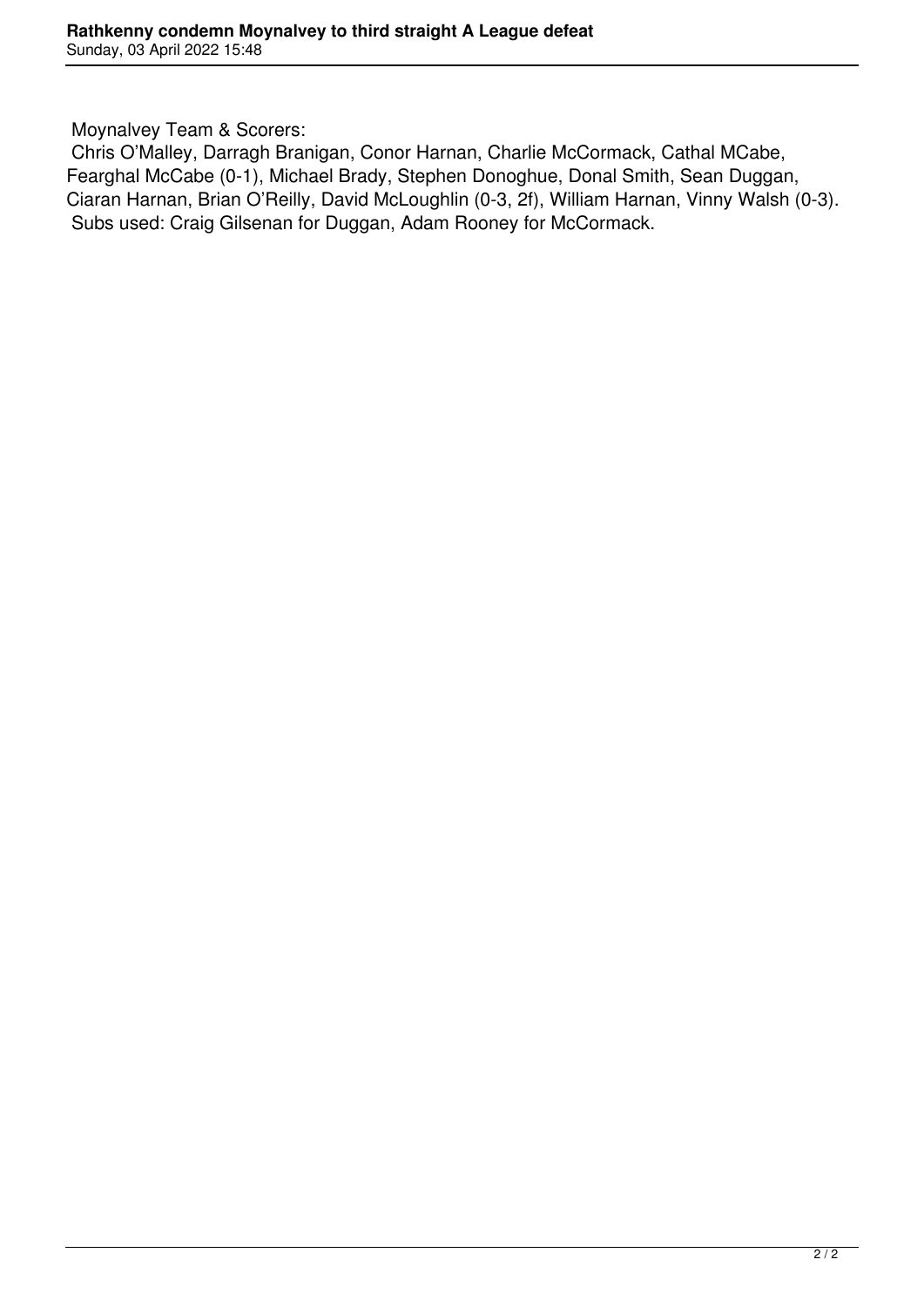Moynalvey Team & Scorers:

Chris O'Malley, Darragh Branigan, Conor Harnan, Charlie McCormack, Cathal MCabe, Fearghal McCabe (0-1), Michael Brady, Stephen Donoghue, Donal Smith, Sean Duggan, Ciaran Harnan, Brian O'Reilly, David McLoughlin (0-3, 2f), William Harnan, Vinny Walsh (0-3).

Subs used: Craig Gilsenan for Duggan, Adam Rooney for McCormack.